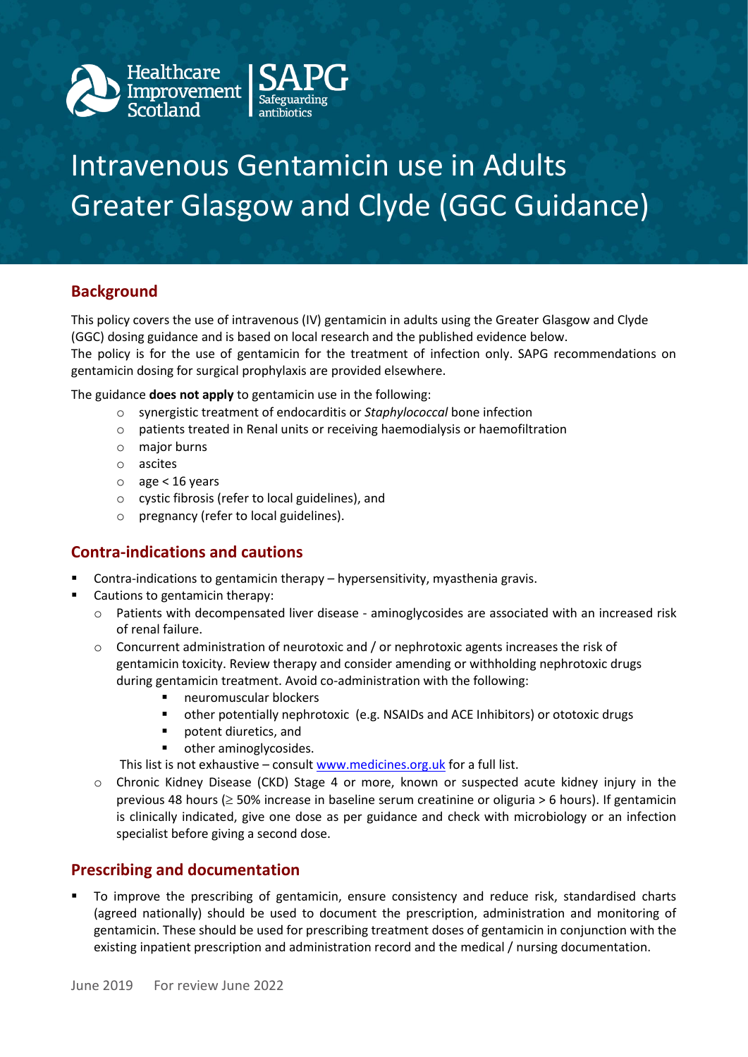# Intravenous Gentamicin use in Adults Greater Glasgow and Clyde (GGC Guidance)

## Background

This policy covers the use of intravenous (IV) gentamicin in adults using the Greater Glasgow and Clyde (GGC) dosing guidance and is based on local research and the published evidence below.
The policy is for the use of gentamicin for the treatment of infection only. SAPG recommendations on gentamicin dosing for surgical prophylaxis are provided elsewhere.

The guidance **does not apply** to gentamicin use in the following:

- synergistic treatment of endocarditis or *Staphylococcal* bone infection
- patients treated in Renal units or receiving haemodialysis or haemofiltration
- major burns
- ascites
- age < 16 years
- cystic fibrosis (refer to local guidelines), and
- pregnancy (refer to local guidelines).

## Contra-indications and cautions

- Contra-indications to gentamicin therapy – hypersensitivity, myasthenia gravis.
- Cautions to gentamicin therapy:
  - Patients with decompensated liver disease - aminoglycosides are associated with an increased risk of renal failure.
  - Concurrent administration of neurotoxic and / or nephrotoxic agents increases the risk of gentamicin toxicity. Review therapy and consider amending or withholding nephrotoxic drugs during gentamicin treatment. Avoid co-administration with the following:
    - neuromuscular blockers
    - other potentially nephrotoxic (e.g. NSAIDs and ACE Inhibitors) or ototoxic drugs
    - potent diuretics, and
    - other aminoglycosides.

    This list is not exhaustive – consult [www.medicines.org.uk](http://www.medicines.org.uk) for a full list.
  - Chronic Kidney Disease (CKD) Stage 4 or more, known or suspected acute kidney injury in the previous 48 hours (≥ 50% increase in baseline serum creatinine or oliguria > 6 hours). If gentamicin is clinically indicated, give one dose as per guidance and check with microbiology or an infection specialist before giving a second dose.

## Prescribing and documentation

- To improve the prescribing of gentamicin, ensure consistency and reduce risk, standardised charts (agreed nationally) should be used to document the prescription, administration and monitoring of gentamicin. These should be used for prescribing treatment doses of gentamicin in conjunction with the existing inpatient prescription and administration record and the medical / nursing documentation.

June 2019 For review June 2022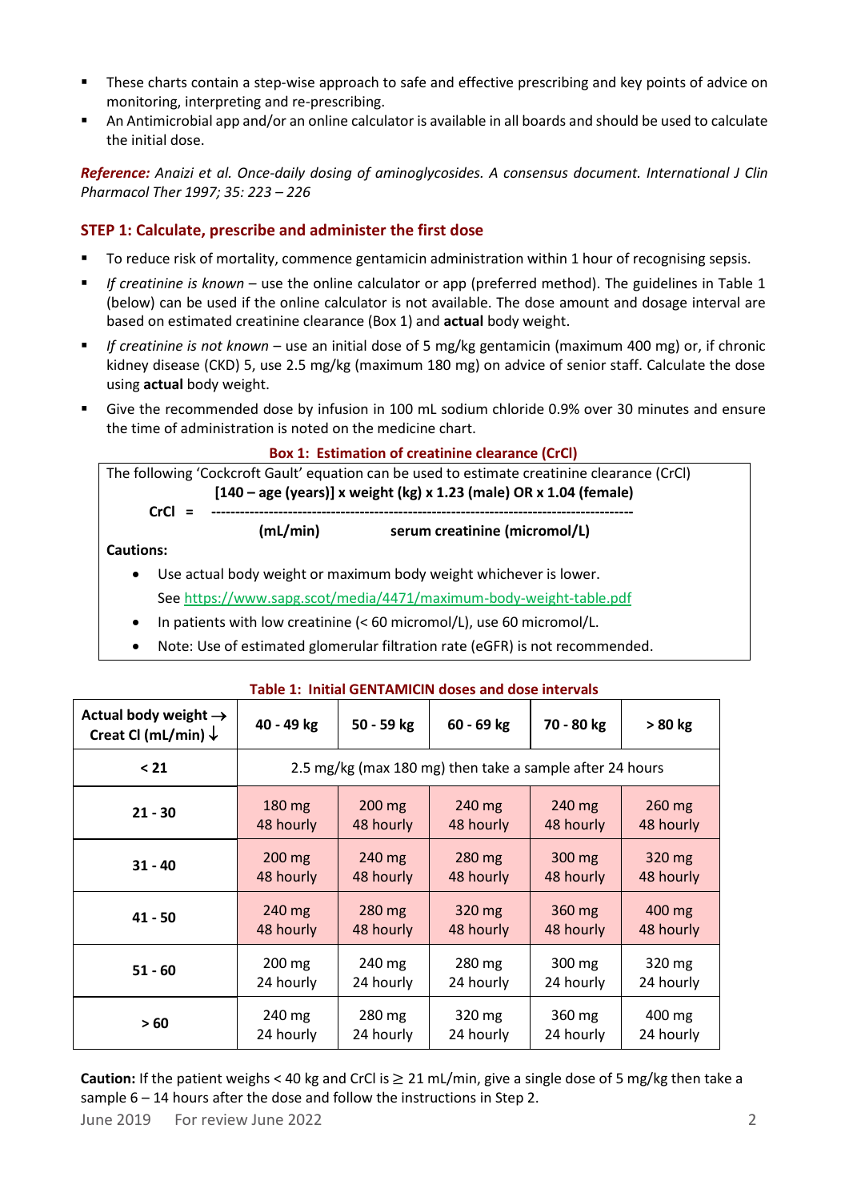- These charts contain a step-wise approach to safe and effective prescribing and key points of advice on monitoring, interpreting and re-prescribing.
- An Antimicrobial app and/or an online calculator is available in all boards and should be used to calculate the initial dose.

***Reference:*** *Anaizi et al. Once-daily dosing of aminoglycosides. A consensus document. International J Clin Pharmacol Ther 1997; 35: 223 – 226*

## STEP 1: Calculate, prescribe and administer the first dose

- To reduce risk of mortality, commence gentamicin administration within 1 hour of recognising sepsis.
- *If creatinine is known* – use the online calculator or app (preferred method). The guidelines in Table 1 (below) can be used if the online calculator is not available. The dose amount and dosage interval are based on estimated creatinine clearance (Box 1) and **actual** body weight.
- *If creatinine is not known* – use an initial dose of 5 mg/kg gentamicin (maximum 400 mg) or, if chronic kidney disease (CKD) 5, use 2.5 mg/kg (maximum 180 mg) on advice of senior staff. Calculate the dose using **actual** body weight.
- Give the recommended dose by infusion in 100 mL sodium chloride 0.9% over 30 minutes and ensure the time of administration is noted on the medicine chart.

### Box 1: Estimation of creatinine clearance (CrCl)

The following 'Cockcroft Gault' equation can be used to estimate creatinine clearance (CrCl)

$$\text{CrCl (mL/min)} = \frac{[140 - \text{age (years)}] \times \text{weight (kg)} \times 1.23 \text{ (male) OR} \times 1.04 \text{ (female)}}{\text{serum creatinine (micromol/L)}}$$

**Cautions:**

- Use actual body weight or maximum body weight whichever is lower. See https://www.sapg.scot/media/4471/maximum-body-weight-table.pdf
- In patients with low creatinine (< 60 micromol/L), use 60 micromol/L.
- Note: Use of estimated glomerular filtration rate (eGFR) is not recommended.

### Table 1: Initial GENTAMICIN doses and dose intervals

| Actual body weight → Creat Cl (mL/min) ↓ | 40 - 49 kg | 50 - 59 kg | 60 - 69 kg | 70 - 80 kg | > 80 kg |
|---|---|---|---|---|---|
| **< 21** | 2.5 mg/kg (max 180 mg) then take a sample after 24 hours | | | | |
| **21 - 30** | 180 mg 48 hourly | 200 mg 48 hourly | 240 mg 48 hourly | 240 mg 48 hourly | 260 mg 48 hourly |
| **31 - 40** | 200 mg 48 hourly | 240 mg 48 hourly | 280 mg 48 hourly | 300 mg 48 hourly | 320 mg 48 hourly |
| **41 - 50** | 240 mg 48 hourly | 280 mg 48 hourly | 320 mg 48 hourly | 360 mg 48 hourly | 400 mg 48 hourly |
| **51 - 60** | 200 mg 24 hourly | 240 mg 24 hourly | 280 mg 24 hourly | 300 mg 24 hourly | 320 mg 24 hourly |
| **> 60** | 240 mg 24 hourly | 280 mg 24 hourly | 320 mg 24 hourly | 360 mg 24 hourly | 400 mg 24 hourly |

**Caution:** If the patient weighs < 40 kg and CrCl is ≥ 21 mL/min, give a single dose of 5 mg/kg then take a sample 6 – 14 hours after the dose and follow the instructions in Step 2.

June 2019 For review June 2022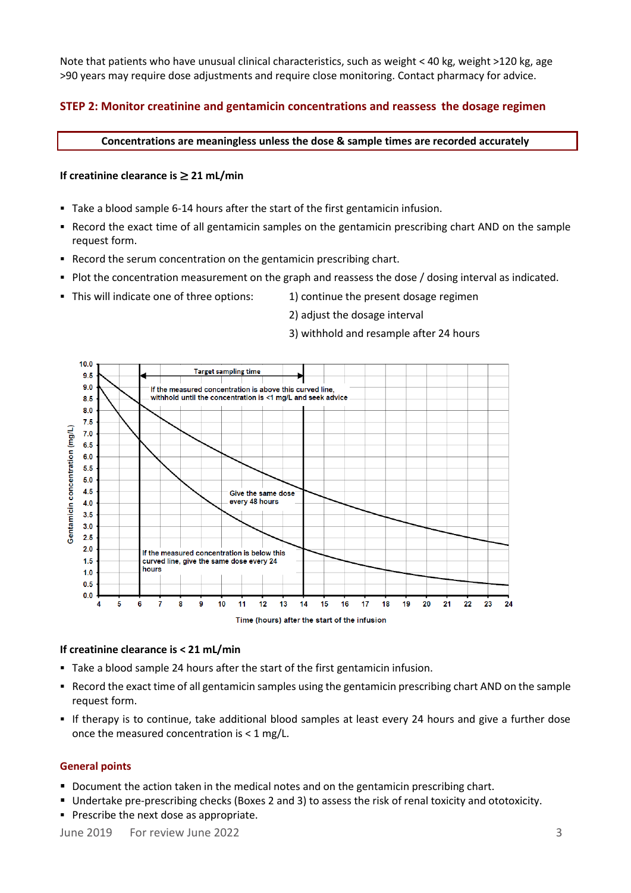Note that patients who have unusual clinical characteristics, such as weight < 40 kg, weight >120 kg, age >90 years may require dose adjustments and require close monitoring. Contact pharmacy for advice.

## STEP 2: Monitor creatinine and gentamicin concentrations and reassess the dosage regimen

**Concentrations are meaningless unless the dose & sample times are recorded accurately**

### If creatinine clearance is ≥ 21 mL/min

- Take a blood sample 6-14 hours after the start of the first gentamicin infusion.
- Record the exact time of all gentamicin samples on the gentamicin prescribing chart AND on the sample request form.
- Record the serum concentration on the gentamicin prescribing chart.
- Plot the concentration measurement on the graph and reassess the dose / dosing interval as indicated.
- This will indicate one of three options:
  1) continue the present dosage regimen
  2) adjust the dosage interval
  3) withhold and resample after 24 hours

Target sampling time

If the measured concentration is above this curved line, withhold until the concentration is <1 mg/L and seek advice

Give the same dose every 48 hours

If the measured concentration is below this curved line, give the same dose every 24 hours

Gentamicin concentration (mg/L)

Time (hours) after the start of the infusion

### If creatinine clearance is < 21 mL/min

- Take a blood sample 24 hours after the start of the first gentamicin infusion.
- Record the exact time of all gentamicin samples using the gentamicin prescribing chart AND on the sample request form.
- If therapy is to continue, take additional blood samples at least every 24 hours and give a further dose once the measured concentration is < 1 mg/L.

### General points

- Document the action taken in the medical notes and on the gentamicin prescribing chart.
- Undertake pre-prescribing checks (Boxes 2 and 3) to assess the risk of renal toxicity and ototoxicity.
- Prescribe the next dose as appropriate.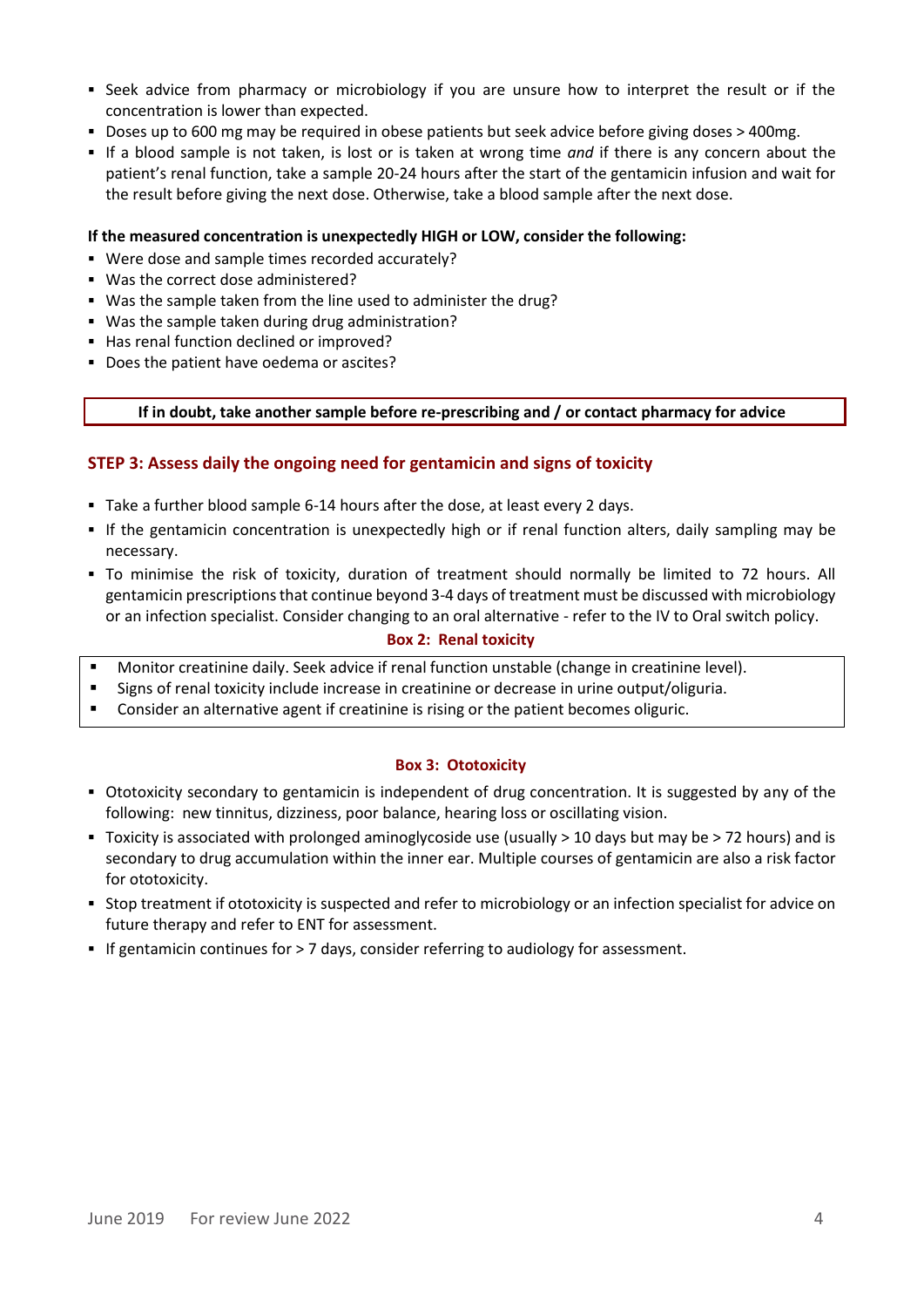- Seek advice from pharmacy or microbiology if you are unsure how to interpret the result or if the concentration is lower than expected.
- Doses up to 600 mg may be required in obese patients but seek advice before giving doses > 400mg.
- If a blood sample is not taken, is lost or is taken at wrong time *and* if there is any concern about the patient's renal function, take a sample 20-24 hours after the start of the gentamicin infusion and wait for the result before giving the next dose. Otherwise, take a blood sample after the next dose.

**If the measured concentration is unexpectedly HIGH or LOW, consider the following:**

- Were dose and sample times recorded accurately?
- Was the correct dose administered?
- Was the sample taken from the line used to administer the drug?
- Was the sample taken during drug administration?
- Has renal function declined or improved?
- Does the patient have oedema or ascites?

**If in doubt, take another sample before re-prescribing and / or contact pharmacy for advice**

### STEP 3: Assess daily the ongoing need for gentamicin and signs of toxicity

- Take a further blood sample 6-14 hours after the dose, at least every 2 days.
- If the gentamicin concentration is unexpectedly high or if renal function alters, daily sampling may be necessary.
- To minimise the risk of toxicity, duration of treatment should normally be limited to 72 hours. All gentamicin prescriptions that continue beyond 3-4 days of treatment must be discussed with microbiology or an infection specialist. Consider changing to an oral alternative - refer to the IV to Oral switch policy.

#### Box 2: Renal toxicity

- Monitor creatinine daily. Seek advice if renal function unstable (change in creatinine level).
- Signs of renal toxicity include increase in creatinine or decrease in urine output/oliguria.
- Consider an alternative agent if creatinine is rising or the patient becomes oliguric.

#### Box 3: Ototoxicity

- Ototoxicity secondary to gentamicin is independent of drug concentration. It is suggested by any of the following: new tinnitus, dizziness, poor balance, hearing loss or oscillating vision.
- Toxicity is associated with prolonged aminoglycoside use (usually > 10 days but may be > 72 hours) and is secondary to drug accumulation within the inner ear. Multiple courses of gentamicin are also a risk factor for ototoxicity.
- Stop treatment if ototoxicity is suspected and refer to microbiology or an infection specialist for advice on future therapy and refer to ENT for assessment.
- If gentamicin continues for > 7 days, consider referring to audiology for assessment.